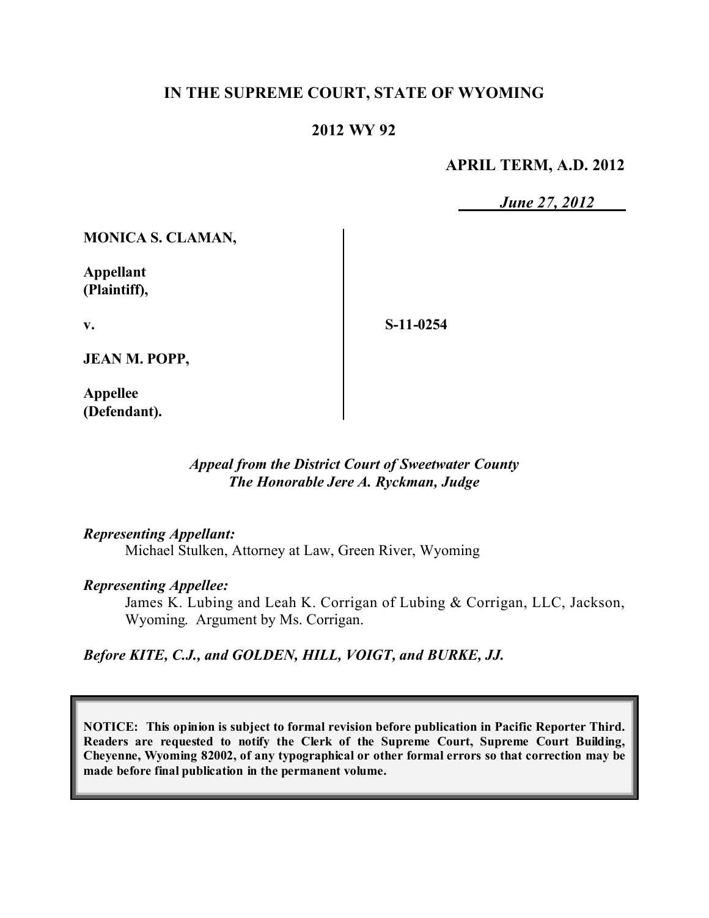**IN THE SUPREME COURT, STATE OF WYOMING**

**2012 WY 92**

**APRIL TERM, A.D. 2012**

***June 27, 2012***

**MONICA S. CLAMAN,**

**Appellant (Plaintiff),**

**v.**

**S-11-0254**

**JEAN M. POPP,**

**Appellee (Defendant).**

*Appeal from the District Court of Sweetwater County*
*The Honorable Jere A. Ryckman, Judge*

*Representing Appellant:*

Michael Stulken, Attorney at Law, Green River, Wyoming

*Representing Appellee:*

James K. Lubing and Leah K. Corrigan of Lubing & Corrigan, LLC, Jackson, Wyoming. Argument by Ms. Corrigan.

*Before KITE, C.J., and GOLDEN, HILL, VOIGT, and BURKE, JJ.*

**NOTICE: This opinion is subject to formal revision before publication in Pacific Reporter Third. Readers are requested to notify the Clerk of the Supreme Court, Supreme Court Building, Cheyenne, Wyoming 82002, of any typographical or other formal errors so that correction may be made before final publication in the permanent volume.**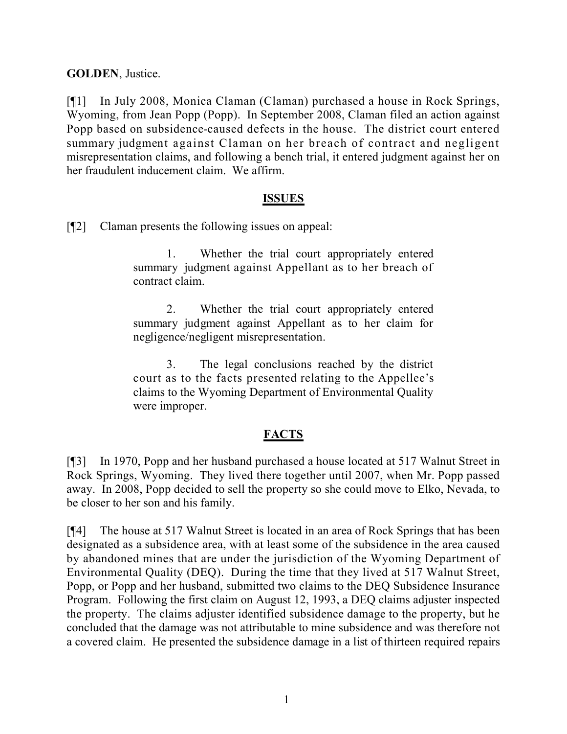**GOLDEN**, Justice.

[¶1] In July 2008, Monica Claman (Claman) purchased a house in Rock Springs, Wyoming, from Jean Popp (Popp). In September 2008, Claman filed an action against Popp based on subsidence-caused defects in the house. The district court entered summary judgment against Claman on her breach of contract and negligent misrepresentation claims, and following a bench trial, it entered judgment against her on her fraudulent inducement claim. We affirm.

## ISSUES

[¶2] Claman presents the following issues on appeal:

> 1. Whether the trial court appropriately entered summary judgment against Appellant as to her breach of contract claim.
>
> 2. Whether the trial court appropriately entered summary judgment against Appellant as to her claim for negligence/negligent misrepresentation.
>
> 3. The legal conclusions reached by the district court as to the facts presented relating to the Appellee's claims to the Wyoming Department of Environmental Quality were improper.

## FACTS

[¶3] In 1970, Popp and her husband purchased a house located at 517 Walnut Street in Rock Springs, Wyoming. They lived there together until 2007, when Mr. Popp passed away. In 2008, Popp decided to sell the property so she could move to Elko, Nevada, to be closer to her son and his family.

[¶4] The house at 517 Walnut Street is located in an area of Rock Springs that has been designated as a subsidence area, with at least some of the subsidence in the area caused by abandoned mines that are under the jurisdiction of the Wyoming Department of Environmental Quality (DEQ). During the time that they lived at 517 Walnut Street, Popp, or Popp and her husband, submitted two claims to the DEQ Subsidence Insurance Program. Following the first claim on August 12, 1993, a DEQ claims adjuster inspected the property. The claims adjuster identified subsidence damage to the property, but he concluded that the damage was not attributable to mine subsidence and was therefore not a covered claim. He presented the subsidence damage in a list of thirteen required repairs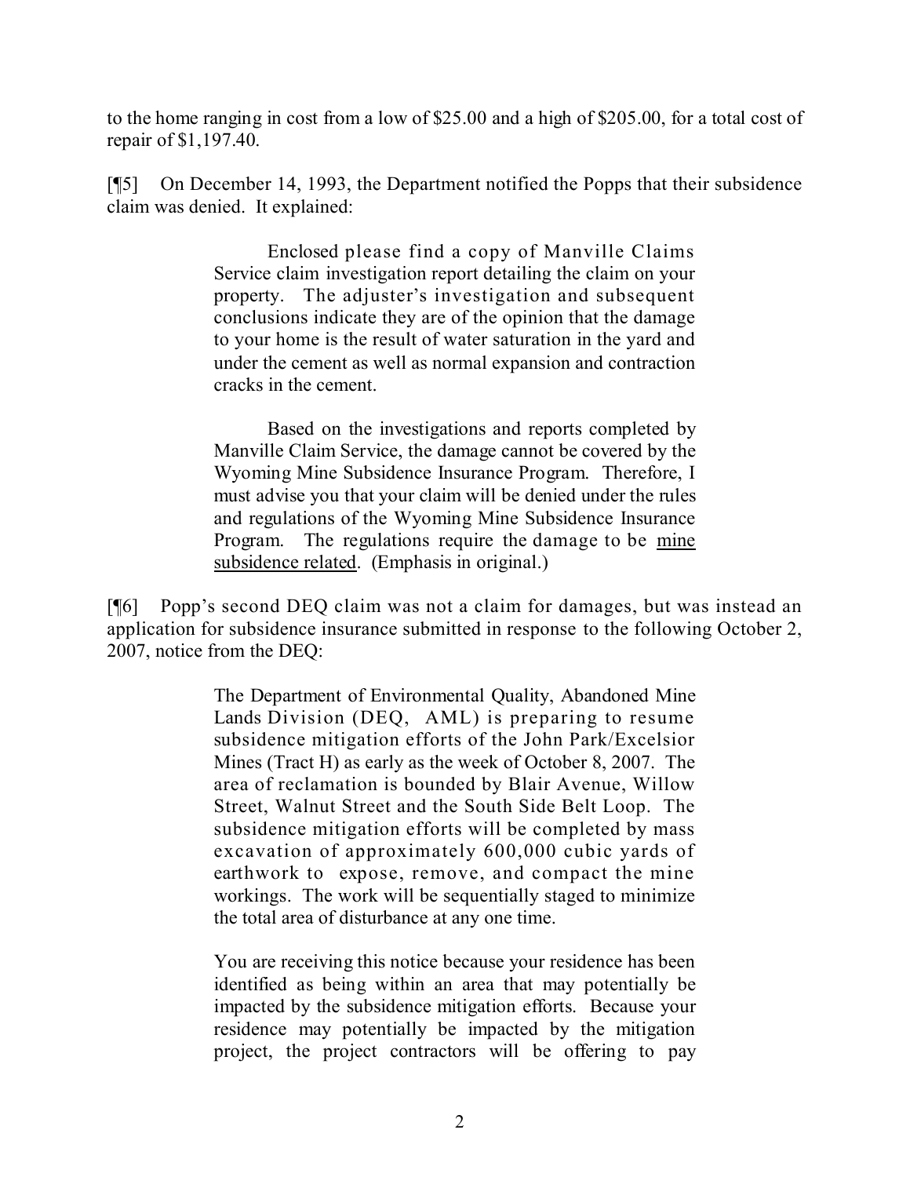to the home ranging in cost from a low of $25.00 and a high of $205.00, for a total cost of repair of $1,197.40.

[¶5] On December 14, 1993, the Department notified the Popps that their subsidence claim was denied. It explained:

> Enclosed please find a copy of Manville Claims Service claim investigation report detailing the claim on your property. The adjuster's investigation and subsequent conclusions indicate they are of the opinion that the damage to your home is the result of water saturation in the yard and under the cement as well as normal expansion and contraction cracks in the cement.
>
> Based on the investigations and reports completed by Manville Claim Service, the damage cannot be covered by the Wyoming Mine Subsidence Insurance Program. Therefore, I must advise you that your claim will be denied under the rules and regulations of the Wyoming Mine Subsidence Insurance Program. The regulations require the damage to be <u>mine subsidence related</u>. (Emphasis in original.)

[¶6] Popp's second DEQ claim was not a claim for damages, but was instead an application for subsidence insurance submitted in response to the following October 2, 2007, notice from the DEQ:

> The Department of Environmental Quality, Abandoned Mine Lands Division (DEQ, AML) is preparing to resume subsidence mitigation efforts of the John Park/Excelsior Mines (Tract H) as early as the week of October 8, 2007. The area of reclamation is bounded by Blair Avenue, Willow Street, Walnut Street and the South Side Belt Loop. The subsidence mitigation efforts will be completed by mass excavation of approximately 600,000 cubic yards of earthwork to expose, remove, and compact the mine workings. The work will be sequentially staged to minimize the total area of disturbance at any one time.
>
> You are receiving this notice because your residence has been identified as being within an area that may potentially be impacted by the subsidence mitigation efforts. Because your residence may potentially be impacted by the mitigation project, the project contractors will be offering to pay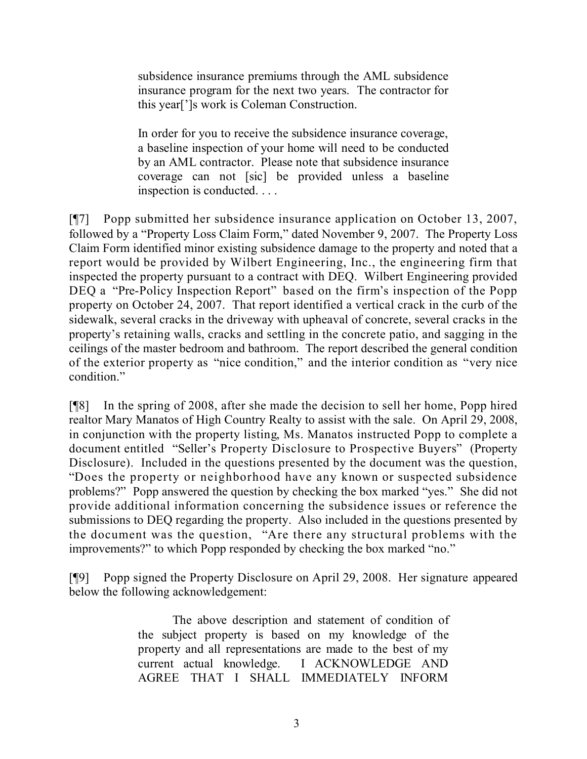> subsidence insurance premiums through the AML subsidence insurance program for the next two years. The contractor for this year[']s work is Coleman Construction.
>
> In order for you to receive the subsidence insurance coverage, a baseline inspection of your home will need to be conducted by an AML contractor. Please note that subsidence insurance coverage can not [sic] be provided unless a baseline inspection is conducted. . . .

[¶7] Popp submitted her subsidence insurance application on October 13, 2007, followed by a "Property Loss Claim Form," dated November 9, 2007. The Property Loss Claim Form identified minor existing subsidence damage to the property and noted that a report would be provided by Wilbert Engineering, Inc., the engineering firm that inspected the property pursuant to a contract with DEQ. Wilbert Engineering provided DEQ a "Pre-Policy Inspection Report" based on the firm's inspection of the Popp property on October 24, 2007. That report identified a vertical crack in the curb of the sidewalk, several cracks in the driveway with upheaval of concrete, several cracks in the property's retaining walls, cracks and settling in the concrete patio, and sagging in the ceilings of the master bedroom and bathroom. The report described the general condition of the exterior property as "nice condition," and the interior condition as "very nice condition."

[¶8] In the spring of 2008, after she made the decision to sell her home, Popp hired realtor Mary Manatos of High Country Realty to assist with the sale. On April 29, 2008, in conjunction with the property listing, Ms. Manatos instructed Popp to complete a document entitled "Seller's Property Disclosure to Prospective Buyers" (Property Disclosure). Included in the questions presented by the document was the question, "Does the property or neighborhood have any known or suspected subsidence problems?" Popp answered the question by checking the box marked "yes." She did not provide additional information concerning the subsidence issues or reference the submissions to DEQ regarding the property. Also included in the questions presented by the document was the question, "Are there any structural problems with the improvements?" to which Popp responded by checking the box marked "no."

[¶9] Popp signed the Property Disclosure on April 29, 2008. Her signature appeared below the following acknowledgement:

> The above description and statement of condition of the subject property is based on my knowledge of the property and all representations are made to the best of my current actual knowledge. I ACKNOWLEDGE AND AGREE THAT I SHALL IMMEDIATELY INFORM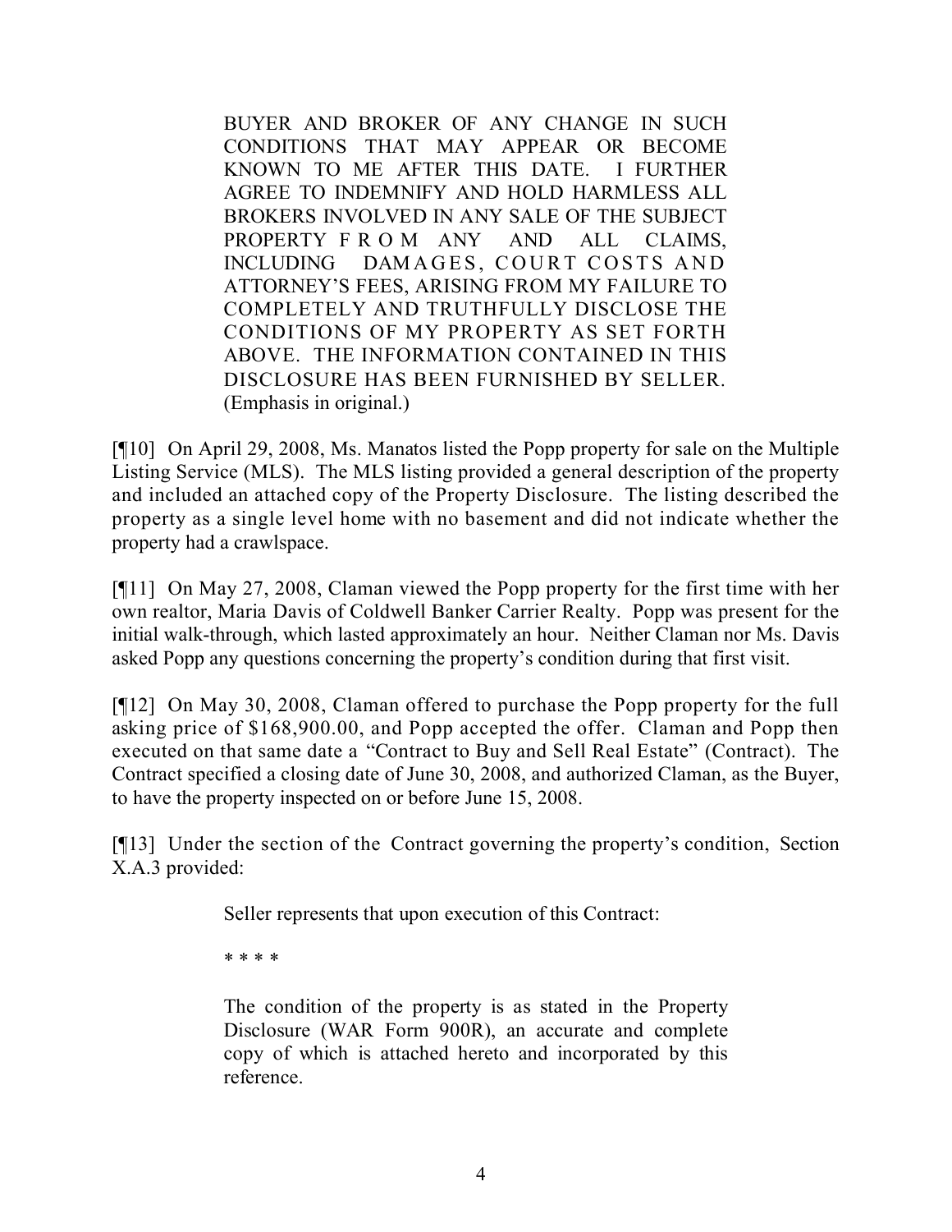> BUYER AND BROKER OF ANY CHANGE IN SUCH CONDITIONS THAT MAY APPEAR OR BECOME KNOWN TO ME AFTER THIS DATE. I FURTHER AGREE TO INDEMNIFY AND HOLD HARMLESS ALL BROKERS INVOLVED IN ANY SALE OF THE SUBJECT PROPERTY FROM ANY AND ALL CLAIMS, INCLUDING DAMAGES, COURT COSTS AND ATTORNEY'S FEES, ARISING FROM MY FAILURE TO COMPLETELY AND TRUTHFULLY DISCLOSE THE CONDITIONS OF MY PROPERTY AS SET FORTH ABOVE. THE INFORMATION CONTAINED IN THIS DISCLOSURE HAS BEEN FURNISHED BY SELLER. (Emphasis in original.)

[¶10] On April 29, 2008, Ms. Manatos listed the Popp property for sale on the Multiple Listing Service (MLS). The MLS listing provided a general description of the property and included an attached copy of the Property Disclosure. The listing described the property as a single level home with no basement and did not indicate whether the property had a crawlspace.

[¶11] On May 27, 2008, Claman viewed the Popp property for the first time with her own realtor, Maria Davis of Coldwell Banker Carrier Realty. Popp was present for the initial walk-through, which lasted approximately an hour. Neither Claman nor Ms. Davis asked Popp any questions concerning the property's condition during that first visit.

[¶12] On May 30, 2008, Claman offered to purchase the Popp property for the full asking price of $168,900.00, and Popp accepted the offer. Claman and Popp then executed on that same date a "Contract to Buy and Sell Real Estate" (Contract). The Contract specified a closing date of June 30, 2008, and authorized Claman, as the Buyer, to have the property inspected on or before June 15, 2008.

[¶13] Under the section of the Contract governing the property's condition, Section X.A.3 provided:

> Seller represents that upon execution of this Contract:
>
> \* \* \* \*
>
> The condition of the property is as stated in the Property Disclosure (WAR Form 900R), an accurate and complete copy of which is attached hereto and incorporated by this reference.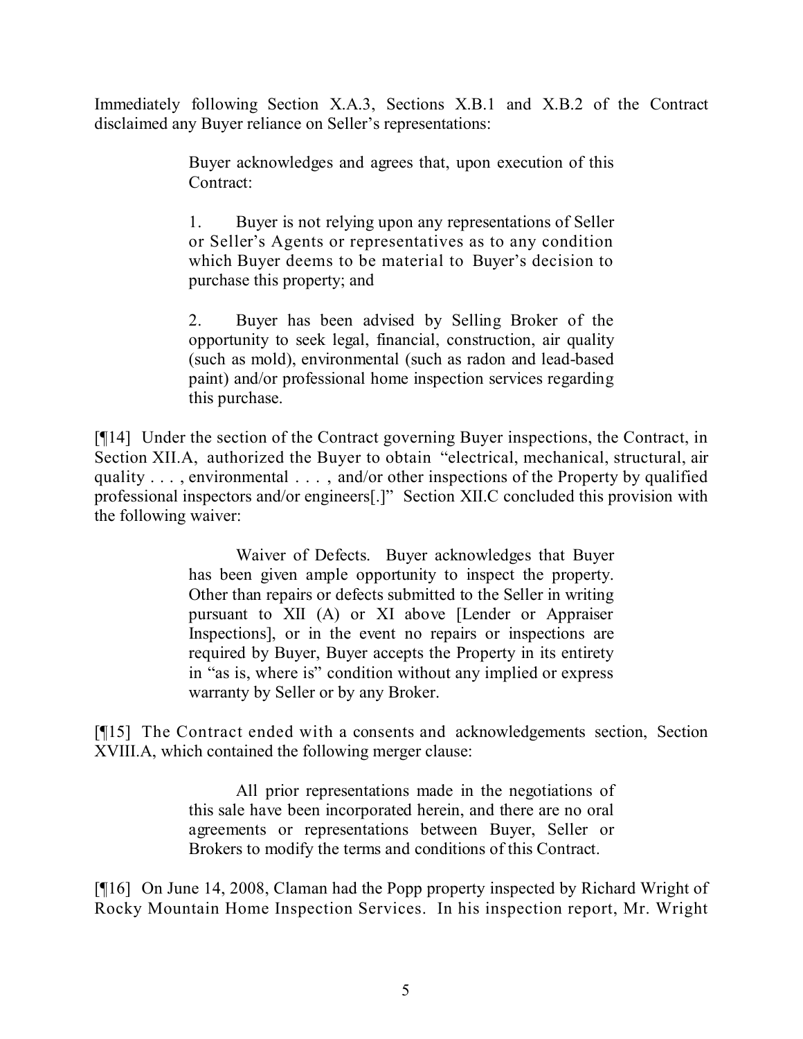Immediately following Section X.A.3, Sections X.B.1 and X.B.2 of the Contract disclaimed any Buyer reliance on Seller's representations:

> Buyer acknowledges and agrees that, upon execution of this Contract:
>
> 1. Buyer is not relying upon any representations of Seller or Seller's Agents or representatives as to any condition which Buyer deems to be material to Buyer's decision to purchase this property; and
>
> 2. Buyer has been advised by Selling Broker of the opportunity to seek legal, financial, construction, air quality (such as mold), environmental (such as radon and lead-based paint) and/or professional home inspection services regarding this purchase.

[¶14] Under the section of the Contract governing Buyer inspections, the Contract, in Section XII.A, authorized the Buyer to obtain "electrical, mechanical, structural, air quality . . . , environmental . . . , and/or other inspections of the Property by qualified professional inspectors and/or engineers[.]" Section XII.C concluded this provision with the following waiver:

> Waiver of Defects. Buyer acknowledges that Buyer has been given ample opportunity to inspect the property. Other than repairs or defects submitted to the Seller in writing pursuant to XII (A) or XI above [Lender or Appraiser Inspections], or in the event no repairs or inspections are required by Buyer, Buyer accepts the Property in its entirety in "as is, where is" condition without any implied or express warranty by Seller or by any Broker.

[¶15] The Contract ended with a consents and acknowledgements section, Section XVIII.A, which contained the following merger clause:

> All prior representations made in the negotiations of this sale have been incorporated herein, and there are no oral agreements or representations between Buyer, Seller or Brokers to modify the terms and conditions of this Contract.

[¶16] On June 14, 2008, Claman had the Popp property inspected by Richard Wright of Rocky Mountain Home Inspection Services. In his inspection report, Mr. Wright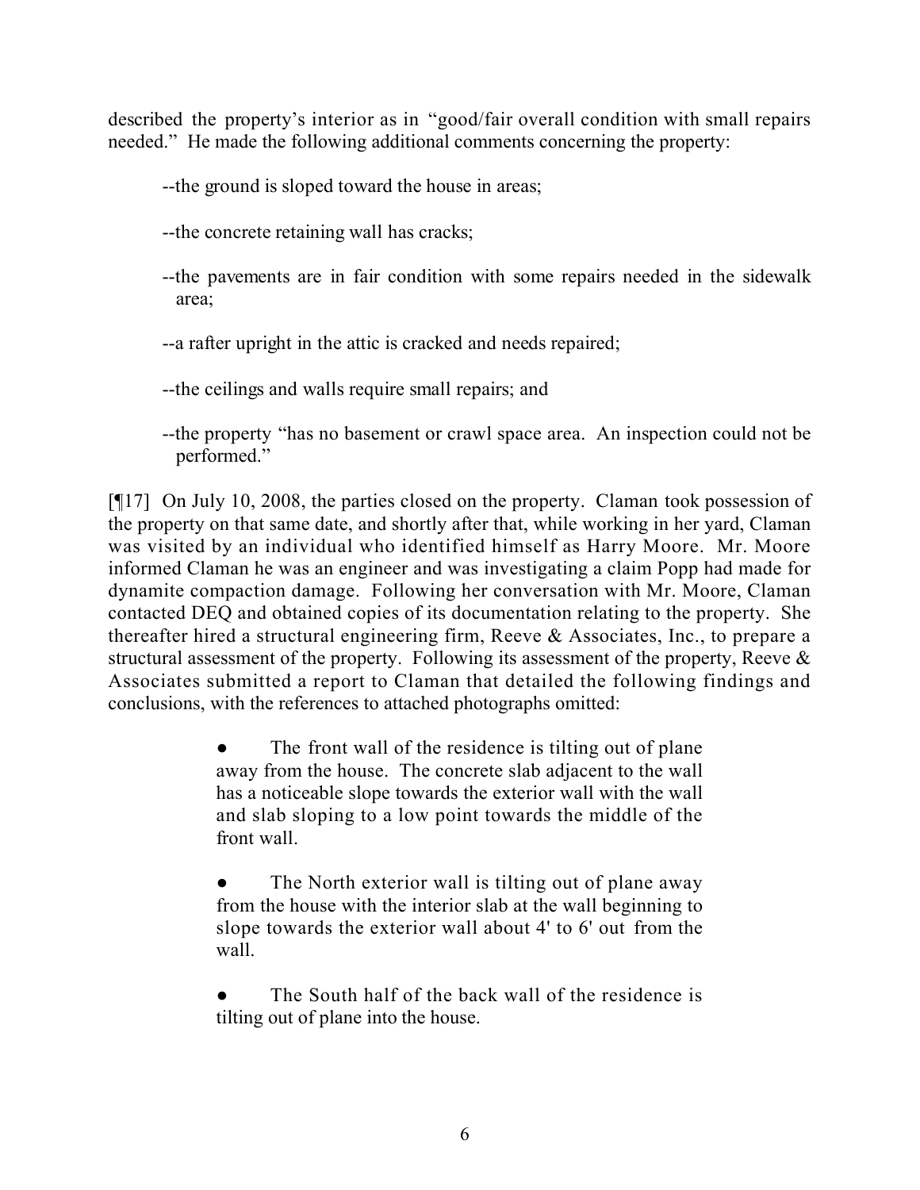described the property's interior as in "good/fair overall condition with small repairs needed." He made the following additional comments concerning the property:

--the ground is sloped toward the house in areas;

--the concrete retaining wall has cracks;

--the pavements are in fair condition with some repairs needed in the sidewalk area;

--a rafter upright in the attic is cracked and needs repaired;

--the ceilings and walls require small repairs; and

--the property "has no basement or crawl space area. An inspection could not be performed."

[¶17] On July 10, 2008, the parties closed on the property. Claman took possession of the property on that same date, and shortly after that, while working in her yard, Claman was visited by an individual who identified himself as Harry Moore. Mr. Moore informed Claman he was an engineer and was investigating a claim Popp had made for dynamite compaction damage. Following her conversation with Mr. Moore, Claman contacted DEQ and obtained copies of its documentation relating to the property. She thereafter hired a structural engineering firm, Reeve & Associates, Inc., to prepare a structural assessment of the property. Following its assessment of the property, Reeve & Associates submitted a report to Claman that detailed the following findings and conclusions, with the references to attached photographs omitted:

> ● The front wall of the residence is tilting out of plane away from the house. The concrete slab adjacent to the wall has a noticeable slope towards the exterior wall with the wall and slab sloping to a low point towards the middle of the front wall.
>
> ● The North exterior wall is tilting out of plane away from the house with the interior slab at the wall beginning to slope towards the exterior wall about 4' to 6' out from the wall.
>
> ● The South half of the back wall of the residence is tilting out of plane into the house.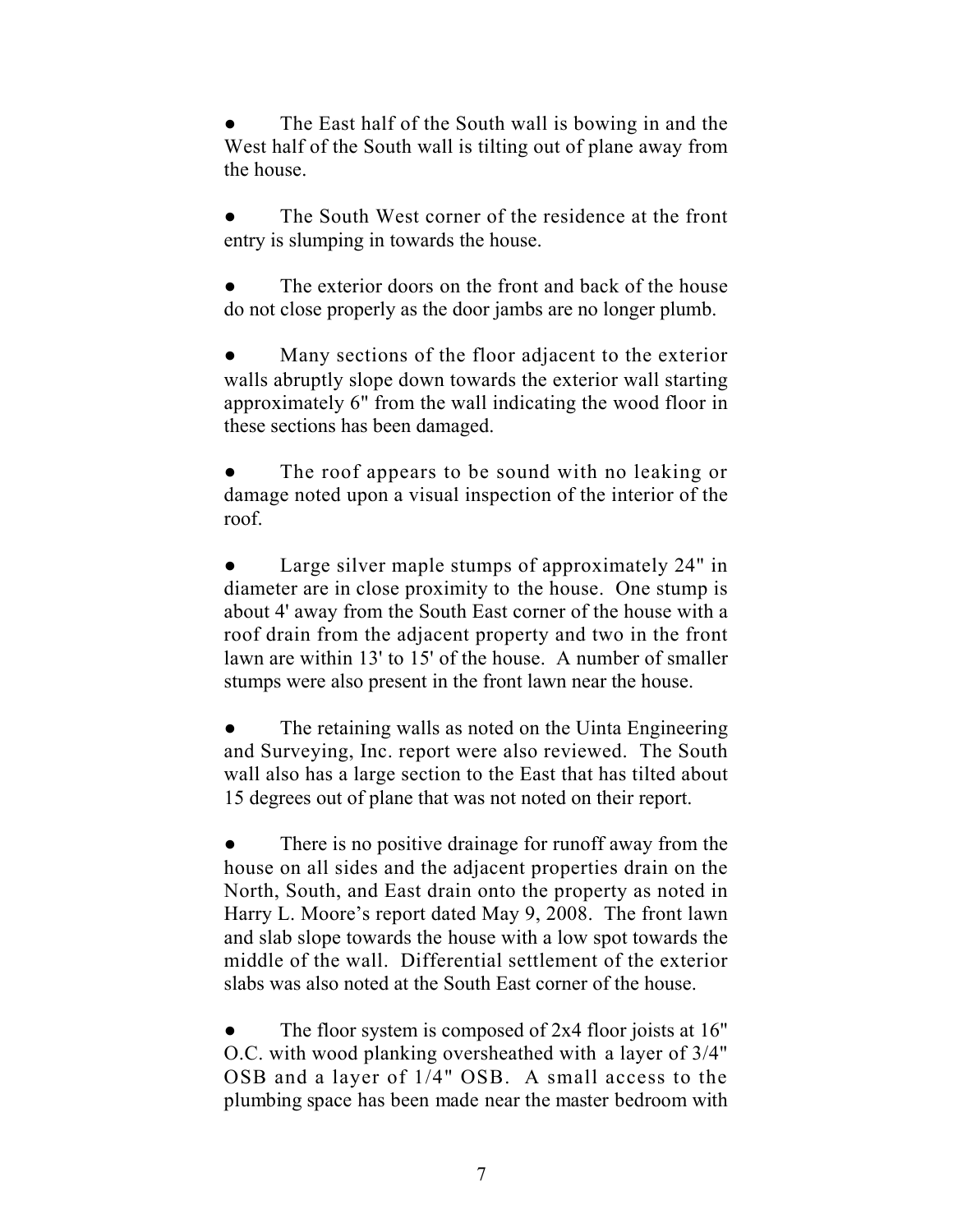- The East half of the South wall is bowing in and the West half of the South wall is tilting out of plane away from the house.

- The South West corner of the residence at the front entry is slumping in towards the house.

- The exterior doors on the front and back of the house do not close properly as the door jambs are no longer plumb.

- Many sections of the floor adjacent to the exterior walls abruptly slope down towards the exterior wall starting approximately 6" from the wall indicating the wood floor in these sections has been damaged.

- The roof appears to be sound with no leaking or damage noted upon a visual inspection of the interior of the roof.

- Large silver maple stumps of approximately 24" in diameter are in close proximity to the house. One stump is about 4' away from the South East corner of the house with a roof drain from the adjacent property and two in the front lawn are within 13' to 15' of the house. A number of smaller stumps were also present in the front lawn near the house.

- The retaining walls as noted on the Uinta Engineering and Surveying, Inc. report were also reviewed. The South wall also has a large section to the East that has tilted about 15 degrees out of plane that was not noted on their report.

- There is no positive drainage for runoff away from the house on all sides and the adjacent properties drain on the North, South, and East drain onto the property as noted in Harry L. Moore's report dated May 9, 2008. The front lawn and slab slope towards the house with a low spot towards the middle of the wall. Differential settlement of the exterior slabs was also noted at the South East corner of the house.

- The floor system is composed of 2x4 floor joists at 16" O.C. with wood planking oversheathed with a layer of 3/4" OSB and a layer of 1/4" OSB. A small access to the plumbing space has been made near the master bedroom with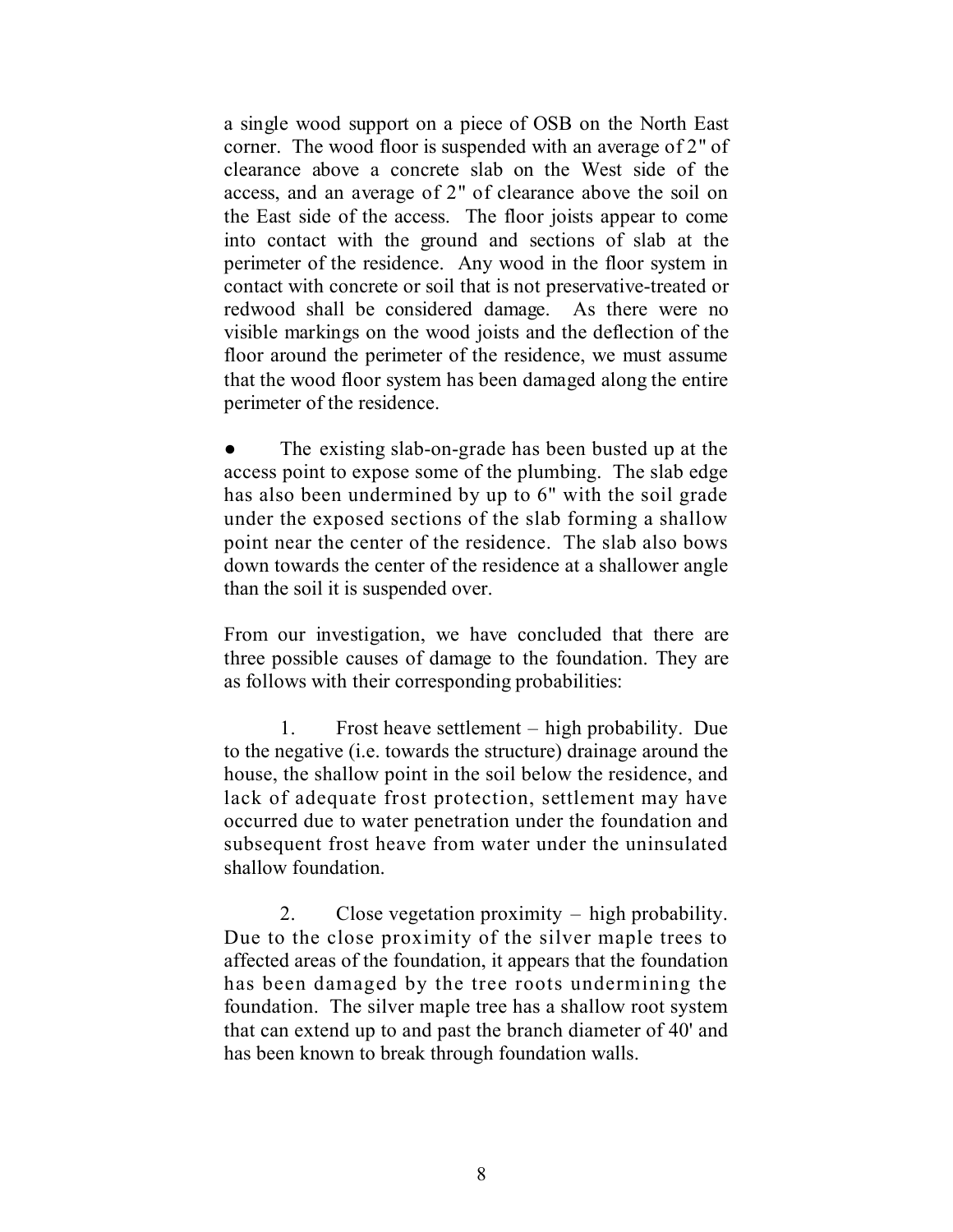a single wood support on a piece of OSB on the North East corner. The wood floor is suspended with an average of 2" of clearance above a concrete slab on the West side of the access, and an average of 2" of clearance above the soil on the East side of the access. The floor joists appear to come into contact with the ground and sections of slab at the perimeter of the residence. Any wood in the floor system in contact with concrete or soil that is not preservative-treated or redwood shall be considered damage. As there were no visible markings on the wood joists and the deflection of the floor around the perimeter of the residence, we must assume that the wood floor system has been damaged along the entire perimeter of the residence.

- The existing slab-on-grade has been busted up at the access point to expose some of the plumbing. The slab edge has also been undermined by up to 6" with the soil grade under the exposed sections of the slab forming a shallow point near the center of the residence. The slab also bows down towards the center of the residence at a shallower angle than the soil it is suspended over.

From our investigation, we have concluded that there are three possible causes of damage to the foundation. They are as follows with their corresponding probabilities:

1. Frost heave settlement – high probability. Due to the negative (i.e. towards the structure) drainage around the house, the shallow point in the soil below the residence, and lack of adequate frost protection, settlement may have occurred due to water penetration under the foundation and subsequent frost heave from water under the uninsulated shallow foundation.

2. Close vegetation proximity – high probability. Due to the close proximity of the silver maple trees to affected areas of the foundation, it appears that the foundation has been damaged by the tree roots undermining the foundation. The silver maple tree has a shallow root system that can extend up to and past the branch diameter of 40' and has been known to break through foundation walls.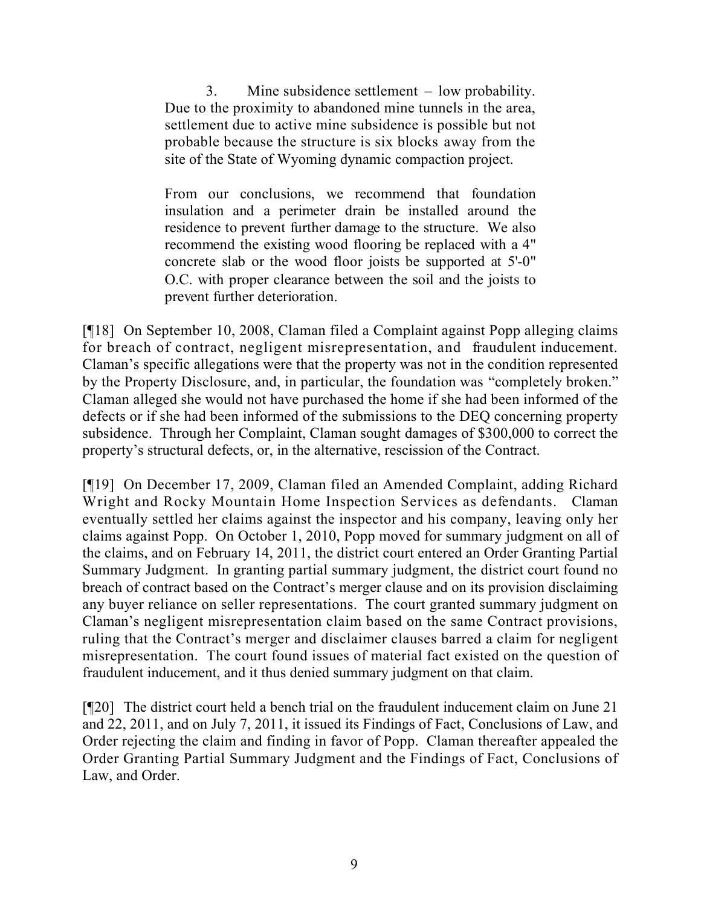> 3. Mine subsidence settlement – low probability. Due to the proximity to abandoned mine tunnels in the area, settlement due to active mine subsidence is possible but not probable because the structure is six blocks away from the site of the State of Wyoming dynamic compaction project.
>
> From our conclusions, we recommend that foundation insulation and a perimeter drain be installed around the residence to prevent further damage to the structure. We also recommend the existing wood flooring be replaced with a 4" concrete slab or the wood floor joists be supported at 5'-0" O.C. with proper clearance between the soil and the joists to prevent further deterioration.

[¶18] On September 10, 2008, Claman filed a Complaint against Popp alleging claims for breach of contract, negligent misrepresentation, and fraudulent inducement. Claman's specific allegations were that the property was not in the condition represented by the Property Disclosure, and, in particular, the foundation was "completely broken." Claman alleged she would not have purchased the home if she had been informed of the defects or if she had been informed of the submissions to the DEQ concerning property subsidence. Through her Complaint, Claman sought damages of $300,000 to correct the property's structural defects, or, in the alternative, rescission of the Contract.

[¶19] On December 17, 2009, Claman filed an Amended Complaint, adding Richard Wright and Rocky Mountain Home Inspection Services as defendants. Claman eventually settled her claims against the inspector and his company, leaving only her claims against Popp. On October 1, 2010, Popp moved for summary judgment on all of the claims, and on February 14, 2011, the district court entered an Order Granting Partial Summary Judgment. In granting partial summary judgment, the district court found no breach of contract based on the Contract's merger clause and on its provision disclaiming any buyer reliance on seller representations. The court granted summary judgment on Claman's negligent misrepresentation claim based on the same Contract provisions, ruling that the Contract's merger and disclaimer clauses barred a claim for negligent misrepresentation. The court found issues of material fact existed on the question of fraudulent inducement, and it thus denied summary judgment on that claim.

[¶20] The district court held a bench trial on the fraudulent inducement claim on June 21 and 22, 2011, and on July 7, 2011, it issued its Findings of Fact, Conclusions of Law, and Order rejecting the claim and finding in favor of Popp. Claman thereafter appealed the Order Granting Partial Summary Judgment and the Findings of Fact, Conclusions of Law, and Order.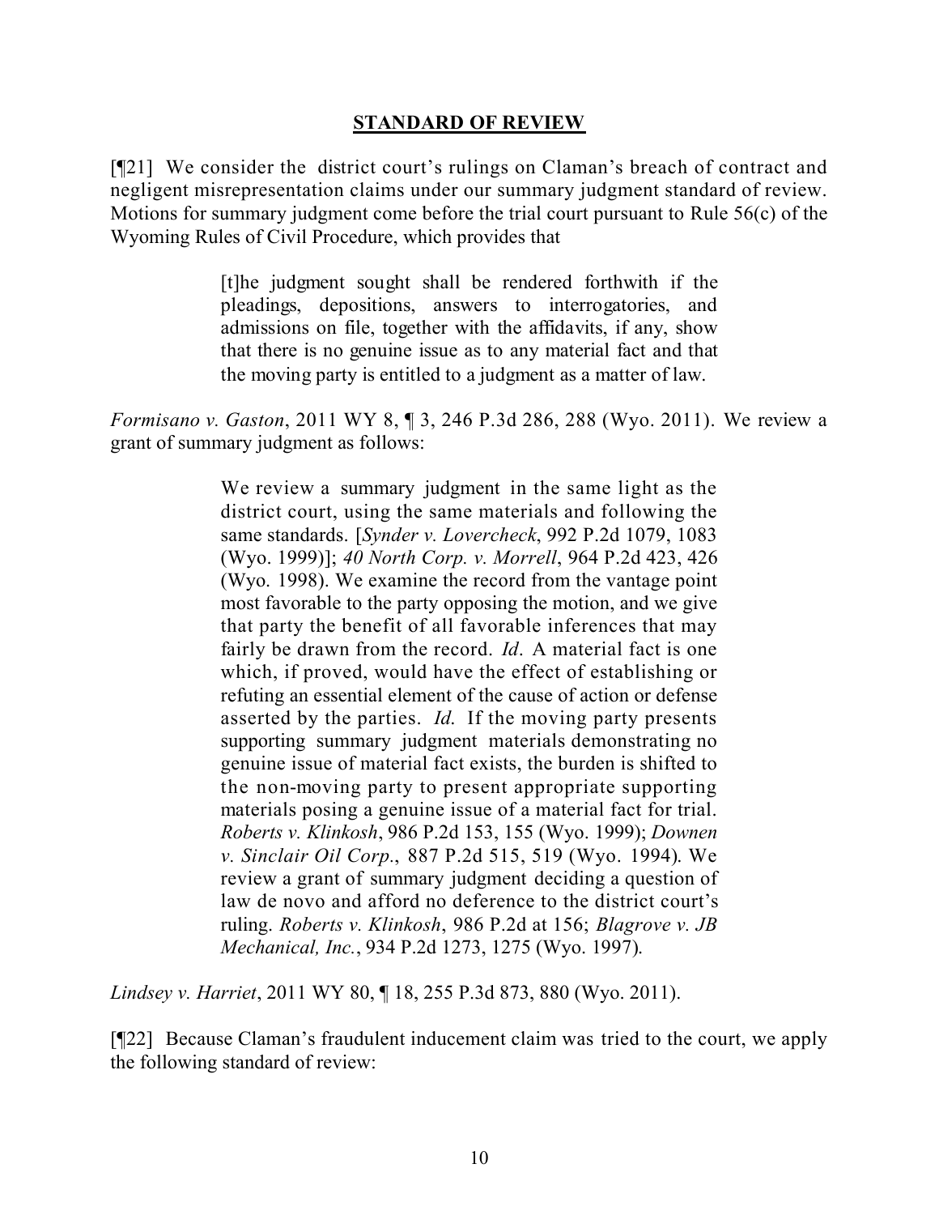## STANDARD OF REVIEW

[¶21] We consider the district court's rulings on Claman's breach of contract and negligent misrepresentation claims under our summary judgment standard of review. Motions for summary judgment come before the trial court pursuant to Rule 56(c) of the Wyoming Rules of Civil Procedure, which provides that

> [t]he judgment sought shall be rendered forthwith if the pleadings, depositions, answers to interrogatories, and admissions on file, together with the affidavits, if any, show that there is no genuine issue as to any material fact and that the moving party is entitled to a judgment as a matter of law.

*Formisano v. Gaston*, 2011 WY 8, ¶ 3, 246 P.3d 286, 288 (Wyo. 2011). We review a grant of summary judgment as follows:

> We review a summary judgment in the same light as the district court, using the same materials and following the same standards. [*Synder v. Lovercheck*, 992 P.2d 1079, 1083 (Wyo. 1999)]; *40 North Corp. v. Morrell*, 964 P.2d 423, 426 (Wyo. 1998). We examine the record from the vantage point most favorable to the party opposing the motion, and we give that party the benefit of all favorable inferences that may fairly be drawn from the record. *Id*. A material fact is one which, if proved, would have the effect of establishing or refuting an essential element of the cause of action or defense asserted by the parties. *Id.* If the moving party presents supporting summary judgment materials demonstrating no genuine issue of material fact exists, the burden is shifted to the non-moving party to present appropriate supporting materials posing a genuine issue of a material fact for trial. *Roberts v. Klinkosh*, 986 P.2d 153, 155 (Wyo. 1999); *Downen v. Sinclair Oil Corp.*, 887 P.2d 515, 519 (Wyo. 1994). We review a grant of summary judgment deciding a question of law de novo and afford no deference to the district court's ruling. *Roberts v. Klinkosh*, 986 P.2d at 156; *Blagrove v. JB Mechanical, Inc.*, 934 P.2d 1273, 1275 (Wyo. 1997).

*Lindsey v. Harriet*, 2011 WY 80, ¶ 18, 255 P.3d 873, 880 (Wyo. 2011).

[¶22] Because Claman's fraudulent inducement claim was tried to the court, we apply the following standard of review: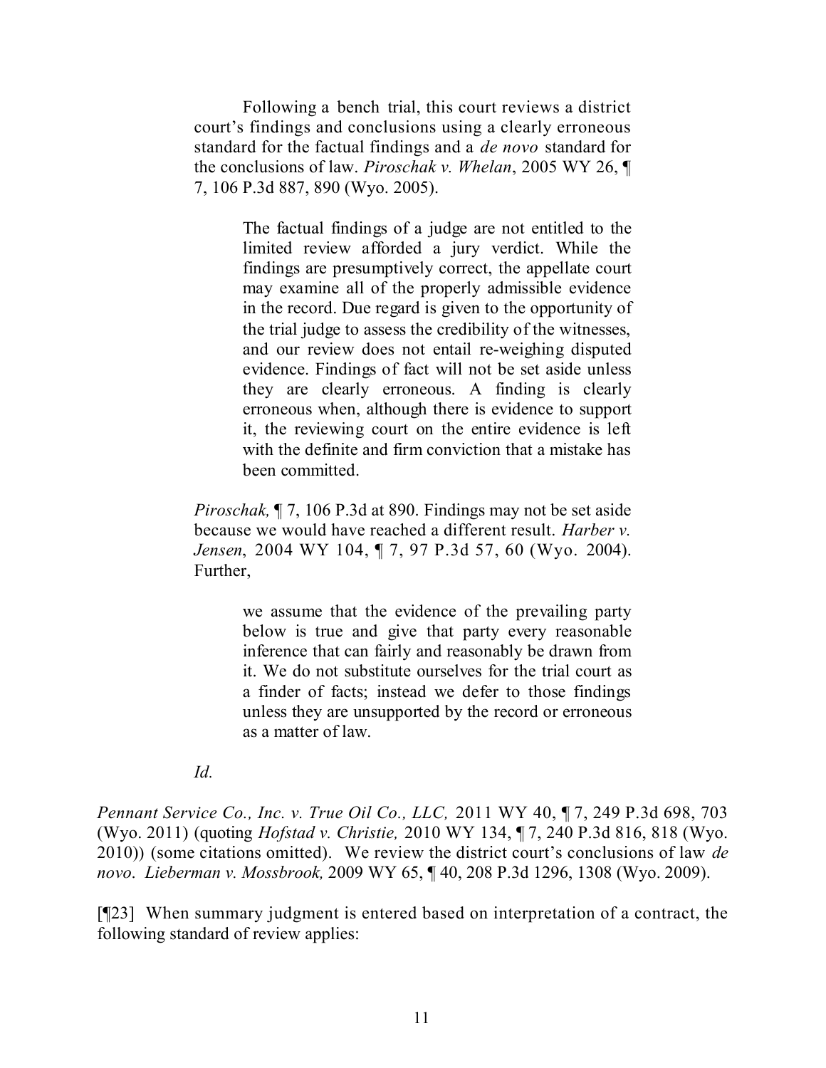> Following a bench trial, this court reviews a district court's findings and conclusions using a clearly erroneous standard for the factual findings and a *de novo* standard for the conclusions of law. *Piroschak v. Whelan*, 2005 WY 26, ¶ 7, 106 P.3d 887, 890 (Wyo. 2005).
>
> > The factual findings of a judge are not entitled to the limited review afforded a jury verdict. While the findings are presumptively correct, the appellate court may examine all of the properly admissible evidence in the record. Due regard is given to the opportunity of the trial judge to assess the credibility of the witnesses, and our review does not entail re-weighing disputed evidence. Findings of fact will not be set aside unless they are clearly erroneous. A finding is clearly erroneous when, although there is evidence to support it, the reviewing court on the entire evidence is left with the definite and firm conviction that a mistake has been committed.
>
> *Piroschak,* ¶ 7, 106 P.3d at 890. Findings may not be set aside because we would have reached a different result. *Harber v. Jensen*, 2004 WY 104, ¶ 7, 97 P.3d 57, 60 (Wyo. 2004). Further,
>
> > we assume that the evidence of the prevailing party below is true and give that party every reasonable inference that can fairly and reasonably be drawn from it. We do not substitute ourselves for the trial court as a finder of facts; instead we defer to those findings unless they are unsupported by the record or erroneous as a matter of law.
>
> *Id.*

*Pennant Service Co., Inc. v. True Oil Co., LLC,* 2011 WY 40, ¶ 7, 249 P.3d 698, 703 (Wyo. 2011) (quoting *Hofstad v. Christie,* 2010 WY 134, ¶ 7, 240 P.3d 816, 818 (Wyo. 2010)) (some citations omitted). We review the district court's conclusions of law *de novo*. *Lieberman v. Mossbrook,* 2009 WY 65, ¶ 40, 208 P.3d 1296, 1308 (Wyo. 2009).

[¶23] When summary judgment is entered based on interpretation of a contract, the following standard of review applies: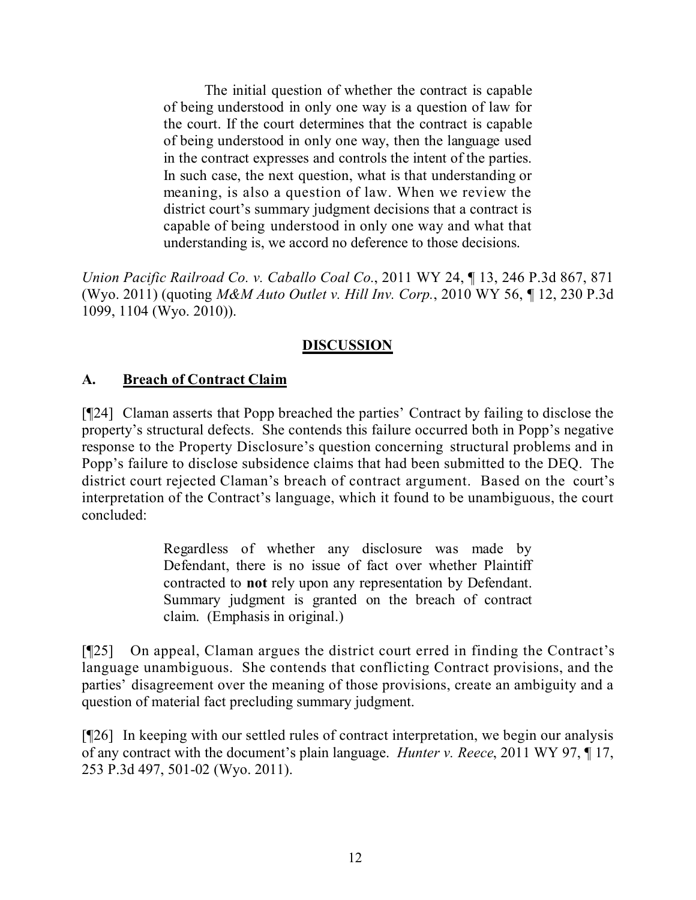> The initial question of whether the contract is capable of being understood in only one way is a question of law for the court. If the court determines that the contract is capable of being understood in only one way, then the language used in the contract expresses and controls the intent of the parties. In such case, the next question, what is that understanding or meaning, is also a question of law. When we review the district court's summary judgment decisions that a contract is capable of being understood in only one way and what that understanding is, we accord no deference to those decisions.

*Union Pacific Railroad Co. v. Caballo Coal Co.*, 2011 WY 24, ¶ 13, 246 P.3d 867, 871 (Wyo. 2011) (quoting *M&M Auto Outlet v. Hill Inv. Corp.*, 2010 WY 56, ¶ 12, 230 P.3d 1099, 1104 (Wyo. 2010)).

## DISCUSSION

### A. Breach of Contract Claim

[¶24] Claman asserts that Popp breached the parties' Contract by failing to disclose the property's structural defects. She contends this failure occurred both in Popp's negative response to the Property Disclosure's question concerning structural problems and in Popp's failure to disclose subsidence claims that had been submitted to the DEQ. The district court rejected Claman's breach of contract argument. Based on the court's interpretation of the Contract's language, which it found to be unambiguous, the court concluded:

> Regardless of whether any disclosure was made by Defendant, there is no issue of fact over whether Plaintiff contracted to **not** rely upon any representation by Defendant. Summary judgment is granted on the breach of contract claim. (Emphasis in original.)

[¶25] On appeal, Claman argues the district court erred in finding the Contract's language unambiguous. She contends that conflicting Contract provisions, and the parties' disagreement over the meaning of those provisions, create an ambiguity and a question of material fact precluding summary judgment.

[¶26] In keeping with our settled rules of contract interpretation, we begin our analysis of any contract with the document's plain language. *Hunter v. Reece*, 2011 WY 97, ¶ 17, 253 P.3d 497, 501-02 (Wyo. 2011).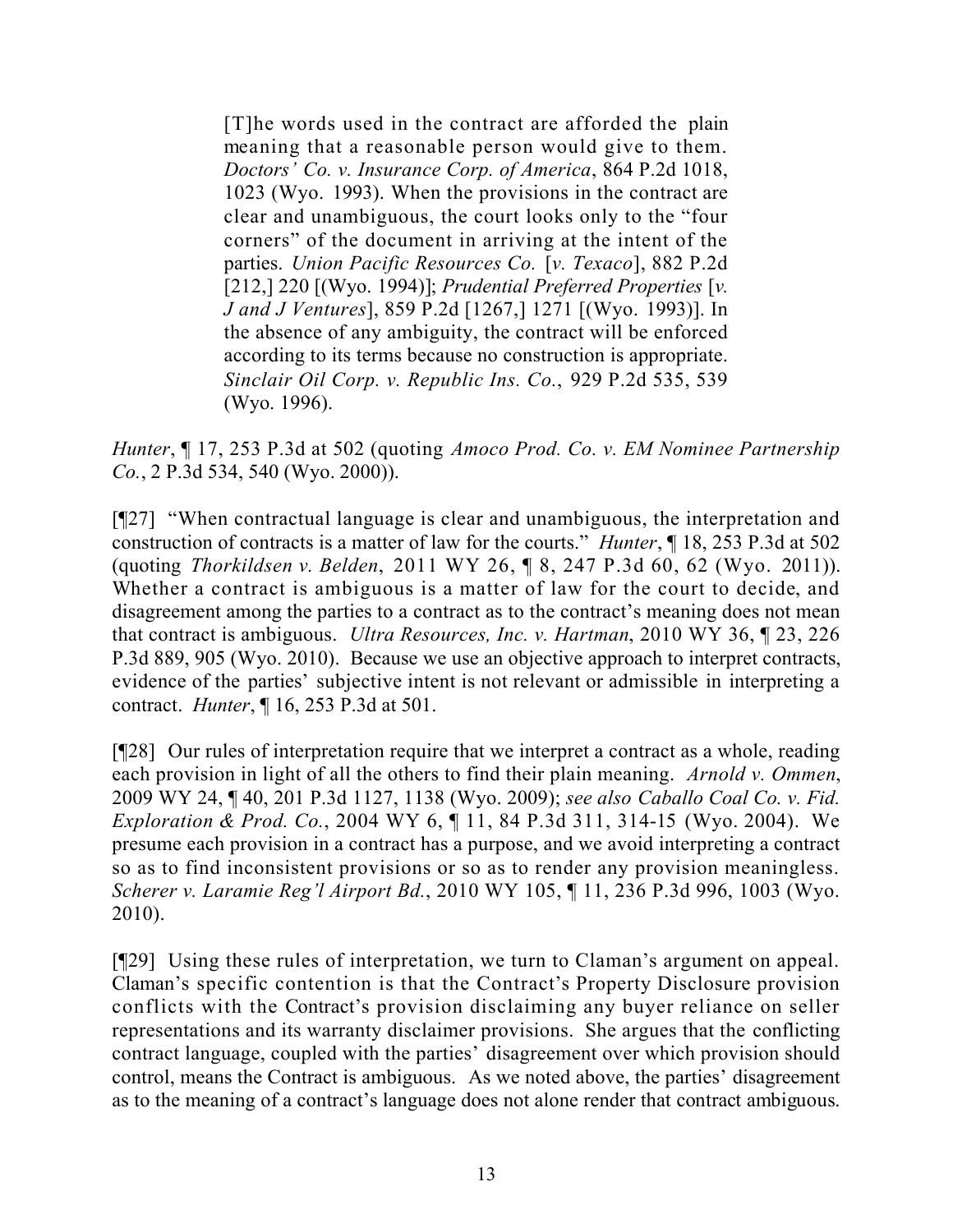> [T]he words used in the contract are afforded the plain meaning that a reasonable person would give to them. *Doctors' Co. v. Insurance Corp. of America*, 864 P.2d 1018, 1023 (Wyo. 1993). When the provisions in the contract are clear and unambiguous, the court looks only to the "four corners" of the document in arriving at the intent of the parties. *Union Pacific Resources Co.* [*v. Texaco*], 882 P.2d [212,] 220 [(Wyo. 1994)]; *Prudential Preferred Properties* [*v. J and J Ventures*], 859 P.2d [1267,] 1271 [(Wyo. 1993)]. In the absence of any ambiguity, the contract will be enforced according to its terms because no construction is appropriate. *Sinclair Oil Corp. v. Republic Ins. Co.*, 929 P.2d 535, 539 (Wyo. 1996).

*Hunter*, ¶ 17, 253 P.3d at 502 (quoting *Amoco Prod. Co. v. EM Nominee Partnership Co.*, 2 P.3d 534, 540 (Wyo. 2000)).

[¶27] "When contractual language is clear and unambiguous, the interpretation and construction of contracts is a matter of law for the courts." *Hunter*, ¶ 18, 253 P.3d at 502 (quoting *Thorkildsen v. Belden*, 2011 WY 26, ¶ 8, 247 P.3d 60, 62 (Wyo. 2011)). Whether a contract is ambiguous is a matter of law for the court to decide, and disagreement among the parties to a contract as to the contract's meaning does not mean that contract is ambiguous. *Ultra Resources, Inc. v. Hartman*, 2010 WY 36, ¶ 23, 226 P.3d 889, 905 (Wyo. 2010). Because we use an objective approach to interpret contracts, evidence of the parties' subjective intent is not relevant or admissible in interpreting a contract. *Hunter*, ¶ 16, 253 P.3d at 501.

[¶28] Our rules of interpretation require that we interpret a contract as a whole, reading each provision in light of all the others to find their plain meaning. *Arnold v. Ommen*, 2009 WY 24, ¶ 40, 201 P.3d 1127, 1138 (Wyo. 2009); *see also Caballo Coal Co. v. Fid. Exploration & Prod. Co.*, 2004 WY 6, ¶ 11, 84 P.3d 311, 314-15 (Wyo. 2004). We presume each provision in a contract has a purpose, and we avoid interpreting a contract so as to find inconsistent provisions or so as to render any provision meaningless. *Scherer v. Laramie Reg'l Airport Bd.*, 2010 WY 105, ¶ 11, 236 P.3d 996, 1003 (Wyo. 2010).

[¶29] Using these rules of interpretation, we turn to Claman's argument on appeal. Claman's specific contention is that the Contract's Property Disclosure provision conflicts with the Contract's provision disclaiming any buyer reliance on seller representations and its warranty disclaimer provisions. She argues that the conflicting contract language, coupled with the parties' disagreement over which provision should control, means the Contract is ambiguous. As we noted above, the parties' disagreement as to the meaning of a contract's language does not alone render that contract ambiguous.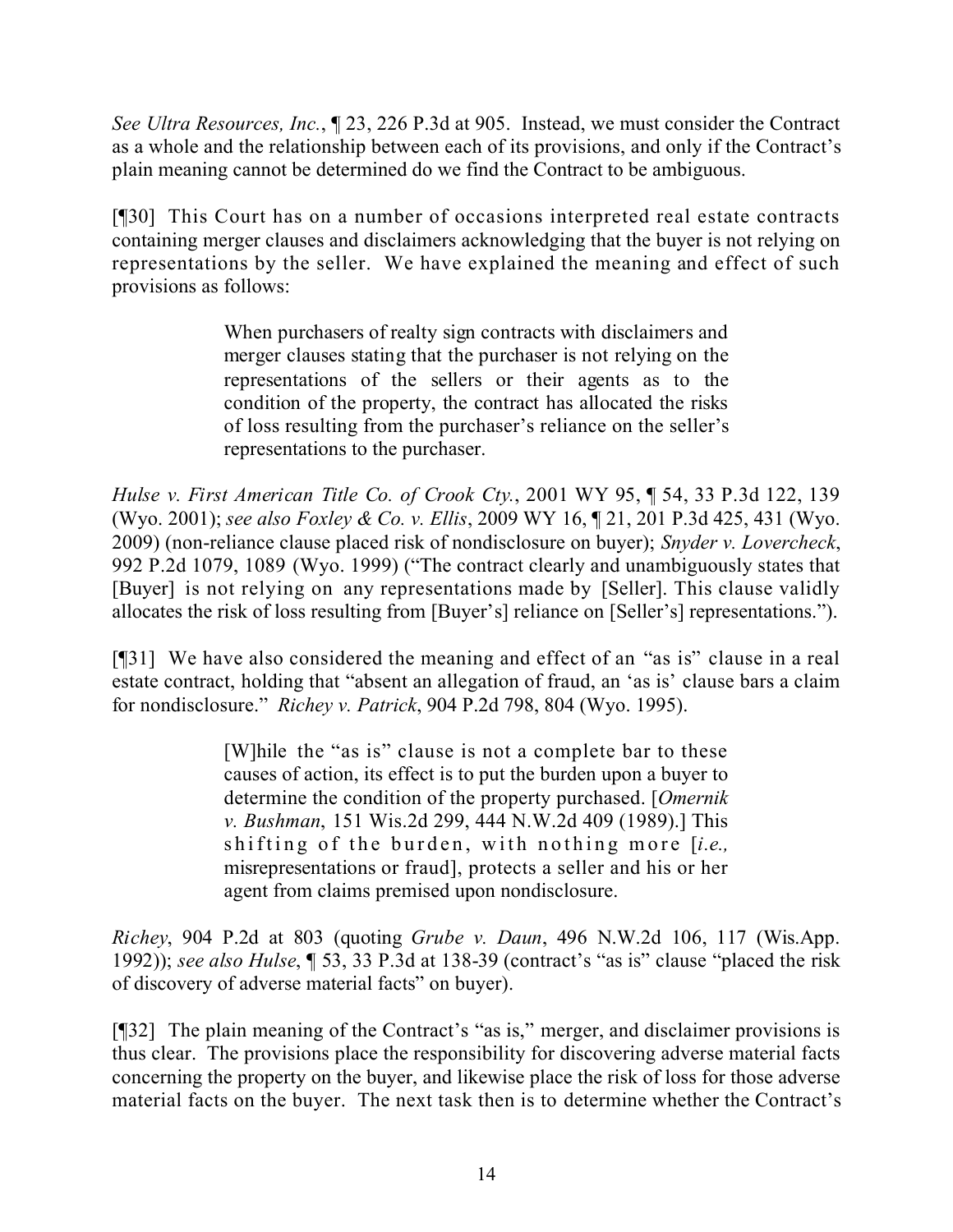*See Ultra Resources, Inc.*, ¶ 23, 226 P.3d at 905. Instead, we must consider the Contract as a whole and the relationship between each of its provisions, and only if the Contract's plain meaning cannot be determined do we find the Contract to be ambiguous.

[¶30] This Court has on a number of occasions interpreted real estate contracts containing merger clauses and disclaimers acknowledging that the buyer is not relying on representations by the seller. We have explained the meaning and effect of such provisions as follows:

> When purchasers of realty sign contracts with disclaimers and merger clauses stating that the purchaser is not relying on the representations of the sellers or their agents as to the condition of the property, the contract has allocated the risks of loss resulting from the purchaser's reliance on the seller's representations to the purchaser.

*Hulse v. First American Title Co. of Crook Cty.*, 2001 WY 95, ¶ 54, 33 P.3d 122, 139 (Wyo. 2001); *see also Foxley & Co. v. Ellis*, 2009 WY 16, ¶ 21, 201 P.3d 425, 431 (Wyo. 2009) (non-reliance clause placed risk of nondisclosure on buyer); *Snyder v. Lovercheck*, 992 P.2d 1079, 1089 (Wyo. 1999) ("The contract clearly and unambiguously states that [Buyer] is not relying on any representations made by [Seller]. This clause validly allocates the risk of loss resulting from [Buyer's] reliance on [Seller's] representations.").

[¶31] We have also considered the meaning and effect of an "as is" clause in a real estate contract, holding that "absent an allegation of fraud, an 'as is' clause bars a claim for nondisclosure." *Richey v. Patrick*, 904 P.2d 798, 804 (Wyo. 1995).

> [W]hile the "as is" clause is not a complete bar to these causes of action, its effect is to put the burden upon a buyer to determine the condition of the property purchased. [*Omernik v. Bushman*, 151 Wis.2d 299, 444 N.W.2d 409 (1989).] This shifting of the burden, with nothing more [*i.e.,* misrepresentations or fraud], protects a seller and his or her agent from claims premised upon nondisclosure.

*Richey*, 904 P.2d at 803 (quoting *Grube v. Daun*, 496 N.W.2d 106, 117 (Wis.App. 1992)); *see also Hulse*, ¶ 53, 33 P.3d at 138-39 (contract's "as is" clause "placed the risk of discovery of adverse material facts" on buyer).

[¶32] The plain meaning of the Contract's "as is," merger, and disclaimer provisions is thus clear. The provisions place the responsibility for discovering adverse material facts concerning the property on the buyer, and likewise place the risk of loss for those adverse material facts on the buyer. The next task then is to determine whether the Contract's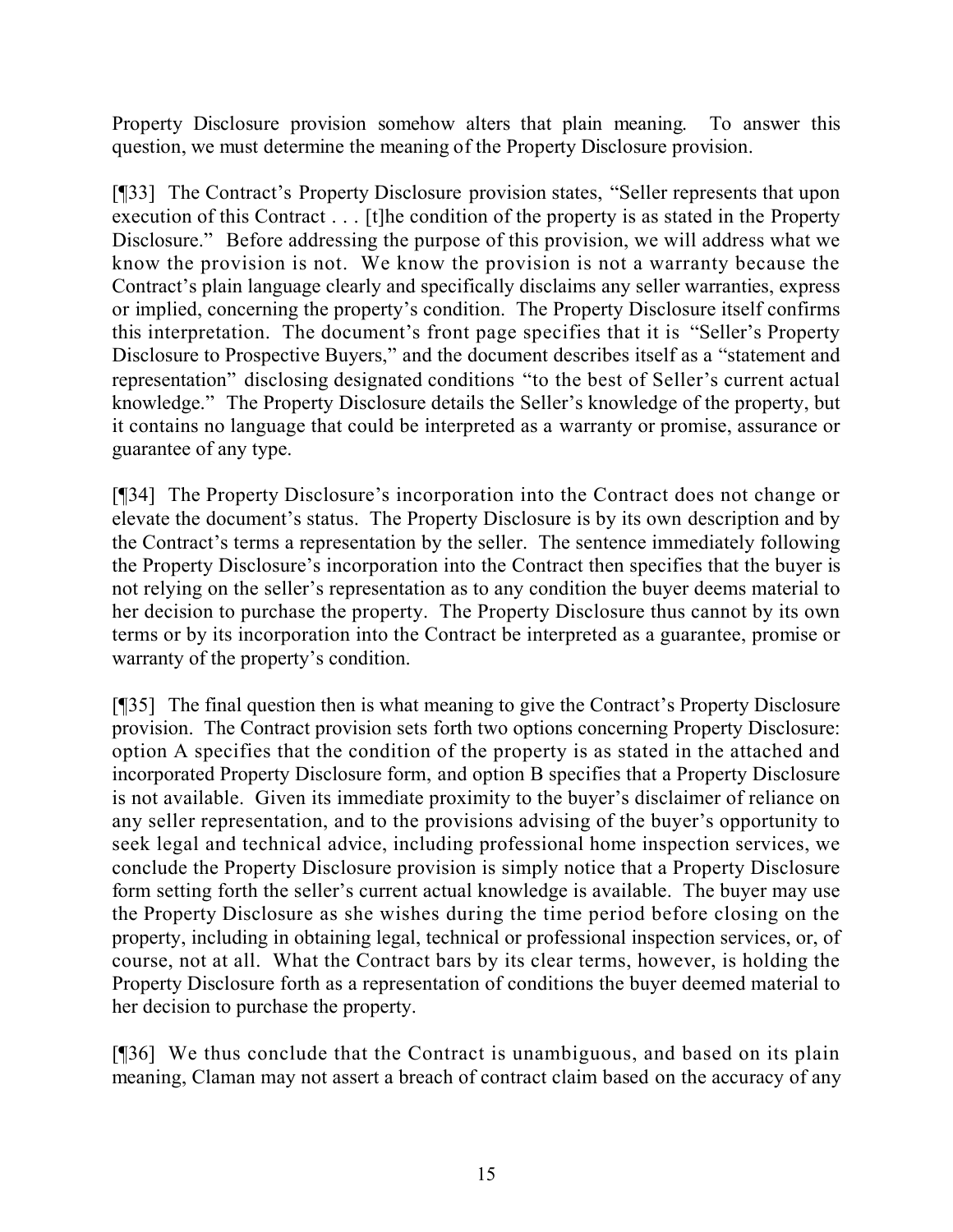Property Disclosure provision somehow alters that plain meaning. To answer this question, we must determine the meaning of the Property Disclosure provision.

[¶33] The Contract's Property Disclosure provision states, "Seller represents that upon execution of this Contract . . . [t]he condition of the property is as stated in the Property Disclosure." Before addressing the purpose of this provision, we will address what we know the provision is not. We know the provision is not a warranty because the Contract's plain language clearly and specifically disclaims any seller warranties, express or implied, concerning the property's condition. The Property Disclosure itself confirms this interpretation. The document's front page specifies that it is "Seller's Property Disclosure to Prospective Buyers," and the document describes itself as a "statement and representation" disclosing designated conditions "to the best of Seller's current actual knowledge." The Property Disclosure details the Seller's knowledge of the property, but it contains no language that could be interpreted as a warranty or promise, assurance or guarantee of any type.

[¶34] The Property Disclosure's incorporation into the Contract does not change or elevate the document's status. The Property Disclosure is by its own description and by the Contract's terms a representation by the seller. The sentence immediately following the Property Disclosure's incorporation into the Contract then specifies that the buyer is not relying on the seller's representation as to any condition the buyer deems material to her decision to purchase the property. The Property Disclosure thus cannot by its own terms or by its incorporation into the Contract be interpreted as a guarantee, promise or warranty of the property's condition.

[¶35] The final question then is what meaning to give the Contract's Property Disclosure provision. The Contract provision sets forth two options concerning Property Disclosure: option A specifies that the condition of the property is as stated in the attached and incorporated Property Disclosure form, and option B specifies that a Property Disclosure is not available. Given its immediate proximity to the buyer's disclaimer of reliance on any seller representation, and to the provisions advising of the buyer's opportunity to seek legal and technical advice, including professional home inspection services, we conclude the Property Disclosure provision is simply notice that a Property Disclosure form setting forth the seller's current actual knowledge is available. The buyer may use the Property Disclosure as she wishes during the time period before closing on the property, including in obtaining legal, technical or professional inspection services, or, of course, not at all. What the Contract bars by its clear terms, however, is holding the Property Disclosure forth as a representation of conditions the buyer deemed material to her decision to purchase the property.

[¶36] We thus conclude that the Contract is unambiguous, and based on its plain meaning, Claman may not assert a breach of contract claim based on the accuracy of any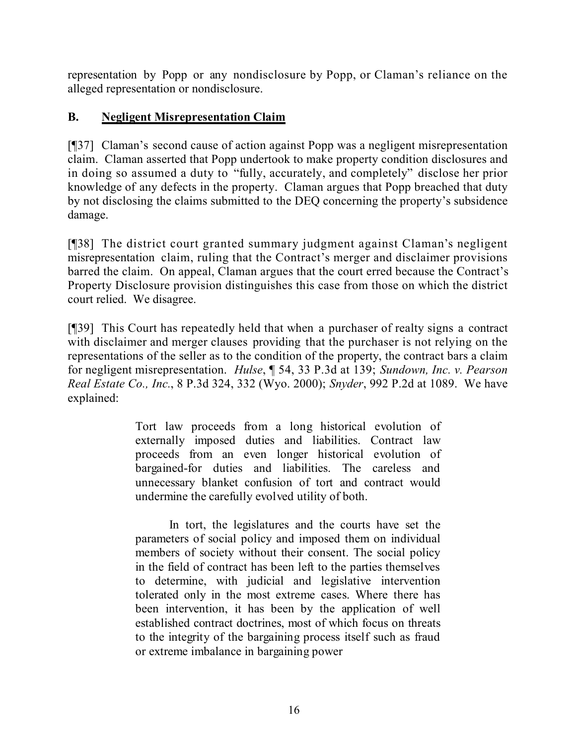representation by Popp or any nondisclosure by Popp, or Claman's reliance on the alleged representation or nondisclosure.

## B. Negligent Misrepresentation Claim

[¶37] Claman's second cause of action against Popp was a negligent misrepresentation claim. Claman asserted that Popp undertook to make property condition disclosures and in doing so assumed a duty to "fully, accurately, and completely" disclose her prior knowledge of any defects in the property. Claman argues that Popp breached that duty by not disclosing the claims submitted to the DEQ concerning the property's subsidence damage.

[¶38] The district court granted summary judgment against Claman's negligent misrepresentation claim, ruling that the Contract's merger and disclaimer provisions barred the claim. On appeal, Claman argues that the court erred because the Contract's Property Disclosure provision distinguishes this case from those on which the district court relied. We disagree.

[¶39] This Court has repeatedly held that when a purchaser of realty signs a contract with disclaimer and merger clauses providing that the purchaser is not relying on the representations of the seller as to the condition of the property, the contract bars a claim for negligent misrepresentation. *Hulse*, ¶ 54, 33 P.3d at 139; *Sundown, Inc. v. Pearson Real Estate Co., Inc.*, 8 P.3d 324, 332 (Wyo. 2000); *Snyder*, 992 P.2d at 1089. We have explained:

> Tort law proceeds from a long historical evolution of externally imposed duties and liabilities. Contract law proceeds from an even longer historical evolution of bargained-for duties and liabilities. The careless and unnecessary blanket confusion of tort and contract would undermine the carefully evolved utility of both.
>
> In tort, the legislatures and the courts have set the parameters of social policy and imposed them on individual members of society without their consent. The social policy in the field of contract has been left to the parties themselves to determine, with judicial and legislative intervention tolerated only in the most extreme cases. Where there has been intervention, it has been by the application of well established contract doctrines, most of which focus on threats to the integrity of the bargaining process itself such as fraud or extreme imbalance in bargaining power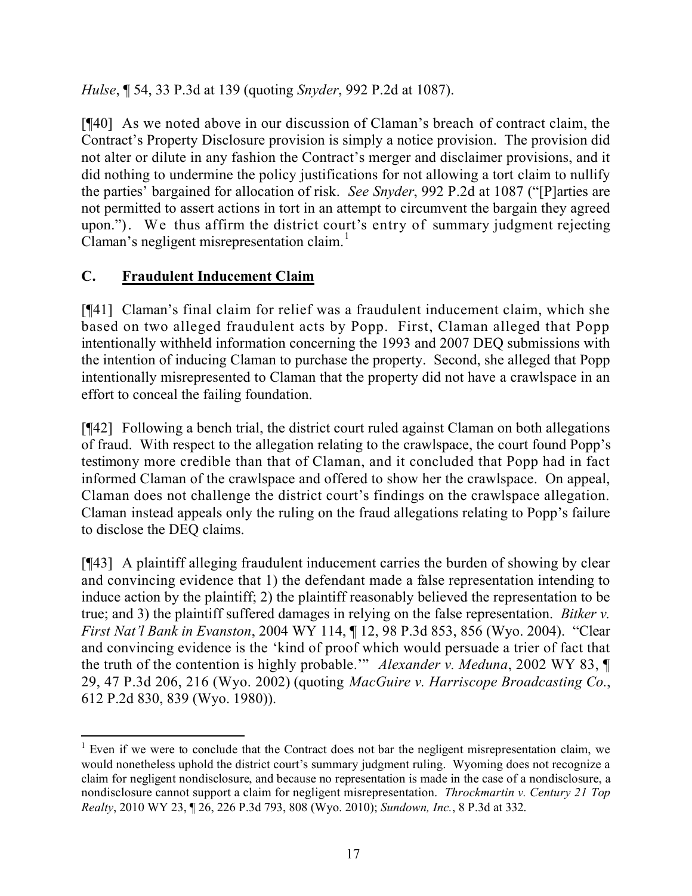*Hulse*, ¶ 54, 33 P.3d at 139 (quoting *Snyder*, 992 P.2d at 1087).

[¶40] As we noted above in our discussion of Claman's breach of contract claim, the Contract's Property Disclosure provision is simply a notice provision. The provision did not alter or dilute in any fashion the Contract's merger and disclaimer provisions, and it did nothing to undermine the policy justifications for not allowing a tort claim to nullify the parties' bargained for allocation of risk. *See Snyder*, 992 P.2d at 1087 ("[P]arties are not permitted to assert actions in tort in an attempt to circumvent the bargain they agreed upon."). We thus affirm the district court's entry of summary judgment rejecting Claman's negligent misrepresentation claim.[1]

## C. Fraudulent Inducement Claim

[¶41] Claman's final claim for relief was a fraudulent inducement claim, which she based on two alleged fraudulent acts by Popp. First, Claman alleged that Popp intentionally withheld information concerning the 1993 and 2007 DEQ submissions with the intention of inducing Claman to purchase the property. Second, she alleged that Popp intentionally misrepresented to Claman that the property did not have a crawlspace in an effort to conceal the failing foundation.

[¶42] Following a bench trial, the district court ruled against Claman on both allegations of fraud. With respect to the allegation relating to the crawlspace, the court found Popp's testimony more credible than that of Claman, and it concluded that Popp had in fact informed Claman of the crawlspace and offered to show her the crawlspace. On appeal, Claman does not challenge the district court's findings on the crawlspace allegation. Claman instead appeals only the ruling on the fraud allegations relating to Popp's failure to disclose the DEQ claims.

[¶43] A plaintiff alleging fraudulent inducement carries the burden of showing by clear and convincing evidence that 1) the defendant made a false representation intending to induce action by the plaintiff; 2) the plaintiff reasonably believed the representation to be true; and 3) the plaintiff suffered damages in relying on the false representation. *Bitker v. First Nat'l Bank in Evanston*, 2004 WY 114, ¶ 12, 98 P.3d 853, 856 (Wyo. 2004). "Clear and convincing evidence is the 'kind of proof which would persuade a trier of fact that the truth of the contention is highly probable.'" *Alexander v. Meduna*, 2002 WY 83, ¶ 29, 47 P.3d 206, 216 (Wyo. 2002) (quoting *MacGuire v. Harriscope Broadcasting Co.*, 612 P.2d 830, 839 (Wyo. 1980)).

---

[1] Even if we were to conclude that the Contract does not bar the negligent misrepresentation claim, we would nonetheless uphold the district court's summary judgment ruling. Wyoming does not recognize a claim for negligent nondisclosure, and because no representation is made in the case of a nondisclosure, a nondisclosure cannot support a claim for negligent misrepresentation. *Throckmartin v. Century 21 Top Realty*, 2010 WY 23, ¶ 26, 226 P.3d 793, 808 (Wyo. 2010); *Sundown, Inc.*, 8 P.3d at 332.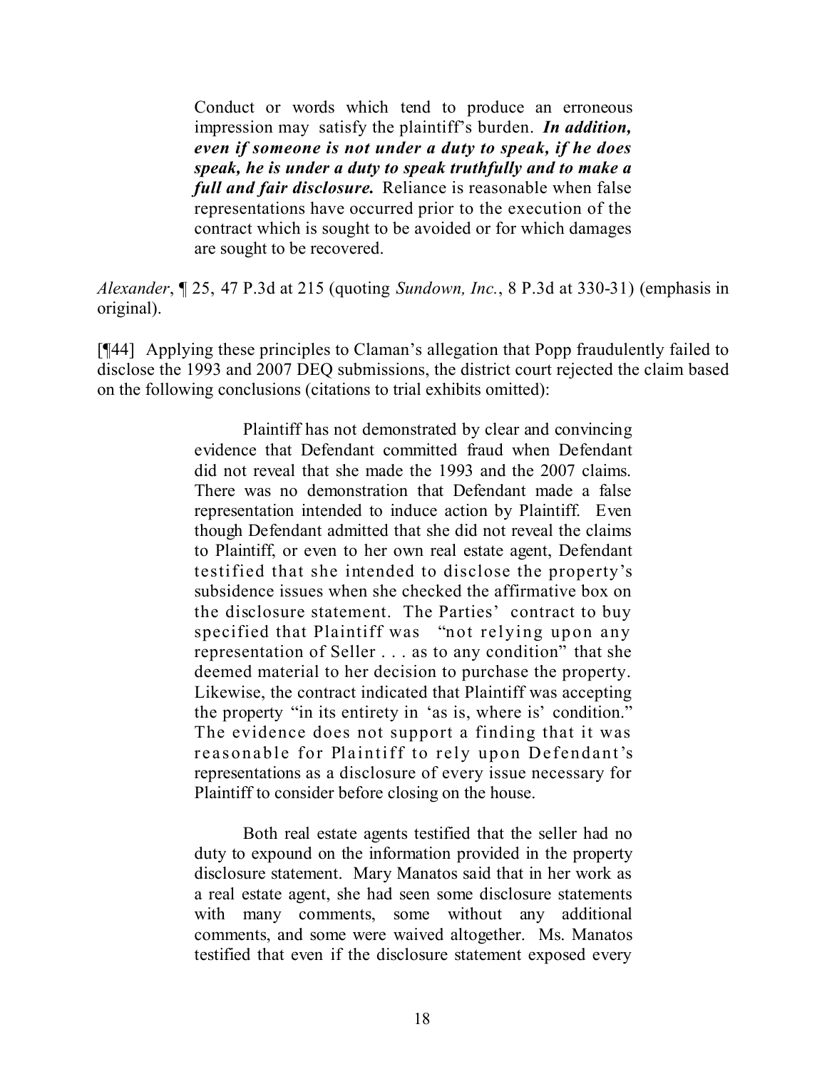> Conduct or words which tend to produce an erroneous impression may satisfy the plaintiff's burden. ***In addition, even if someone is not under a duty to speak, if he does speak, he is under a duty to speak truthfully and to make a full and fair disclosure.*** Reliance is reasonable when false representations have occurred prior to the execution of the contract which is sought to be avoided or for which damages are sought to be recovered.

*Alexander*, ¶ 25, 47 P.3d at 215 (quoting *Sundown, Inc.*, 8 P.3d at 330-31) (emphasis in original).

[¶44] Applying these principles to Claman's allegation that Popp fraudulently failed to disclose the 1993 and 2007 DEQ submissions, the district court rejected the claim based on the following conclusions (citations to trial exhibits omitted):

> Plaintiff has not demonstrated by clear and convincing evidence that Defendant committed fraud when Defendant did not reveal that she made the 1993 and the 2007 claims. There was no demonstration that Defendant made a false representation intended to induce action by Plaintiff. Even though Defendant admitted that she did not reveal the claims to Plaintiff, or even to her own real estate agent, Defendant testified that she intended to disclose the property's subsidence issues when she checked the affirmative box on the disclosure statement. The Parties' contract to buy specified that Plaintiff was "not relying upon any representation of Seller . . . as to any condition" that she deemed material to her decision to purchase the property. Likewise, the contract indicated that Plaintiff was accepting the property "in its entirety in 'as is, where is' condition." The evidence does not support a finding that it was reasonable for Plaintiff to rely upon Defendant's representations as a disclosure of every issue necessary for Plaintiff to consider before closing on the house.
>
> Both real estate agents testified that the seller had no duty to expound on the information provided in the property disclosure statement. Mary Manatos said that in her work as a real estate agent, she had seen some disclosure statements with many comments, some without any additional comments, and some were waived altogether. Ms. Manatos testified that even if the disclosure statement exposed every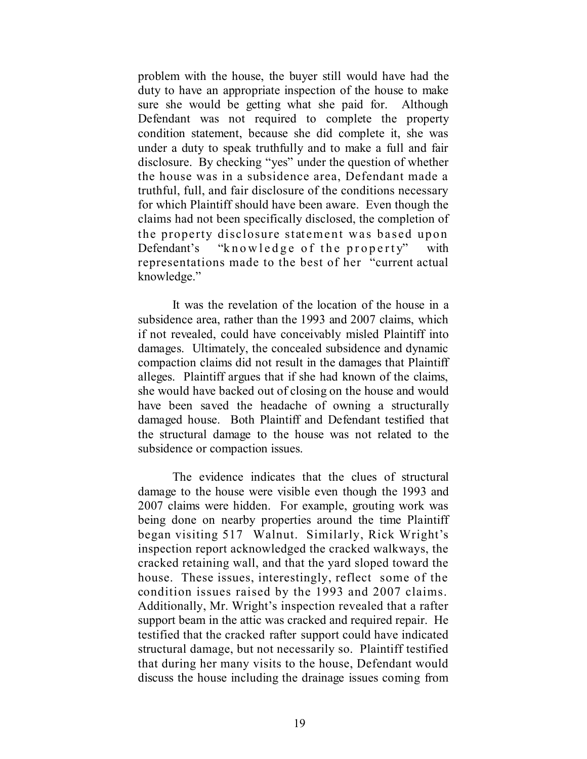problem with the house, the buyer still would have had the duty to have an appropriate inspection of the house to make sure she would be getting what she paid for. Although Defendant was not required to complete the property condition statement, because she did complete it, she was under a duty to speak truthfully and to make a full and fair disclosure. By checking "yes" under the question of whether the house was in a subsidence area, Defendant made a truthful, full, and fair disclosure of the conditions necessary for which Plaintiff should have been aware. Even though the claims had not been specifically disclosed, the completion of the property disclosure statement was based upon Defendant's "knowledge of the property" with representations made to the best of her "current actual knowledge."

It was the revelation of the location of the house in a subsidence area, rather than the 1993 and 2007 claims, which if not revealed, could have conceivably misled Plaintiff into damages. Ultimately, the concealed subsidence and dynamic compaction claims did not result in the damages that Plaintiff alleges. Plaintiff argues that if she had known of the claims, she would have backed out of closing on the house and would have been saved the headache of owning a structurally damaged house. Both Plaintiff and Defendant testified that the structural damage to the house was not related to the subsidence or compaction issues.

The evidence indicates that the clues of structural damage to the house were visible even though the 1993 and 2007 claims were hidden. For example, grouting work was being done on nearby properties around the time Plaintiff began visiting 517 Walnut. Similarly, Rick Wright's inspection report acknowledged the cracked walkways, the cracked retaining wall, and that the yard sloped toward the house. These issues, interestingly, reflect some of the condition issues raised by the 1993 and 2007 claims. Additionally, Mr. Wright's inspection revealed that a rafter support beam in the attic was cracked and required repair. He testified that the cracked rafter support could have indicated structural damage, but not necessarily so. Plaintiff testified that during her many visits to the house, Defendant would discuss the house including the drainage issues coming from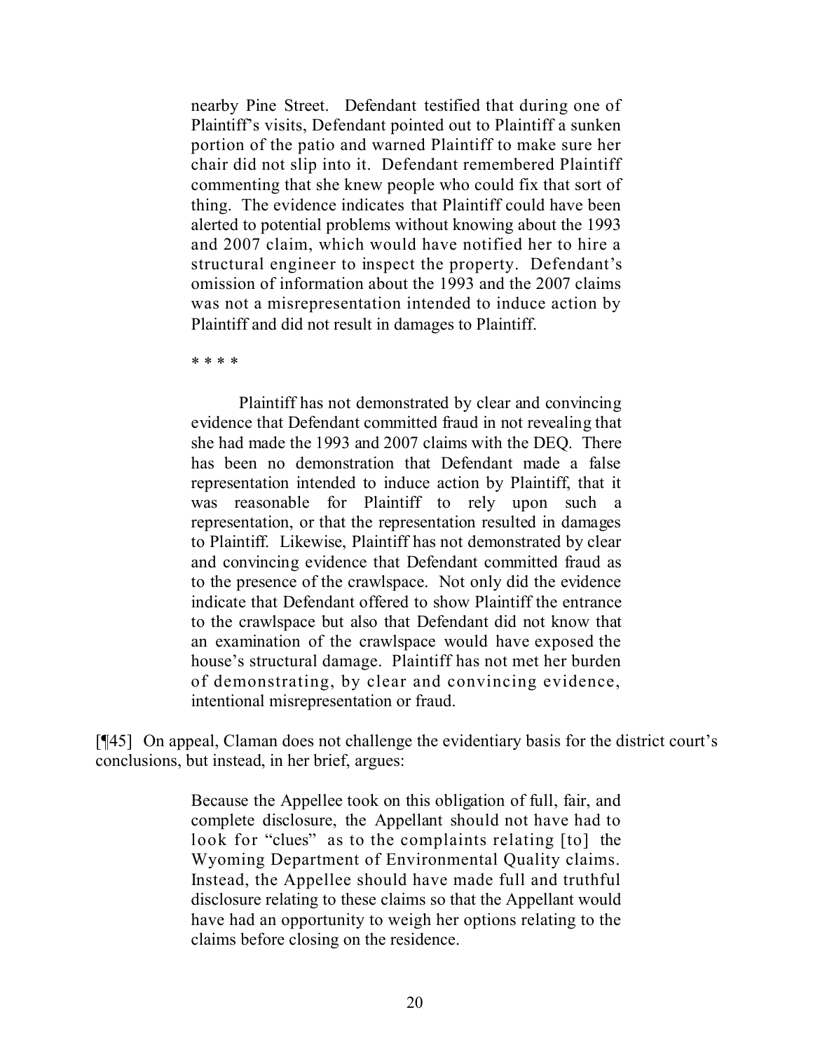> nearby Pine Street. Defendant testified that during one of Plaintiff's visits, Defendant pointed out to Plaintiff a sunken portion of the patio and warned Plaintiff to make sure her chair did not slip into it. Defendant remembered Plaintiff commenting that she knew people who could fix that sort of thing. The evidence indicates that Plaintiff could have been alerted to potential problems without knowing about the 1993 and 2007 claim, which would have notified her to hire a structural engineer to inspect the property. Defendant's omission of information about the 1993 and the 2007 claims was not a misrepresentation intended to induce action by Plaintiff and did not result in damages to Plaintiff.
>
> \* \* \* \*
>
> Plaintiff has not demonstrated by clear and convincing evidence that Defendant committed fraud in not revealing that she had made the 1993 and 2007 claims with the DEQ. There has been no demonstration that Defendant made a false representation intended to induce action by Plaintiff, that it was reasonable for Plaintiff to rely upon such a representation, or that the representation resulted in damages to Plaintiff. Likewise, Plaintiff has not demonstrated by clear and convincing evidence that Defendant committed fraud as to the presence of the crawlspace. Not only did the evidence indicate that Defendant offered to show Plaintiff the entrance to the crawlspace but also that Defendant did not know that an examination of the crawlspace would have exposed the house's structural damage. Plaintiff has not met her burden of demonstrating, by clear and convincing evidence, intentional misrepresentation or fraud.

[¶45] On appeal, Claman does not challenge the evidentiary basis for the district court's conclusions, but instead, in her brief, argues:

> Because the Appellee took on this obligation of full, fair, and complete disclosure, the Appellant should not have had to look for "clues" as to the complaints relating [to] the Wyoming Department of Environmental Quality claims. Instead, the Appellee should have made full and truthful disclosure relating to these claims so that the Appellant would have had an opportunity to weigh her options relating to the claims before closing on the residence.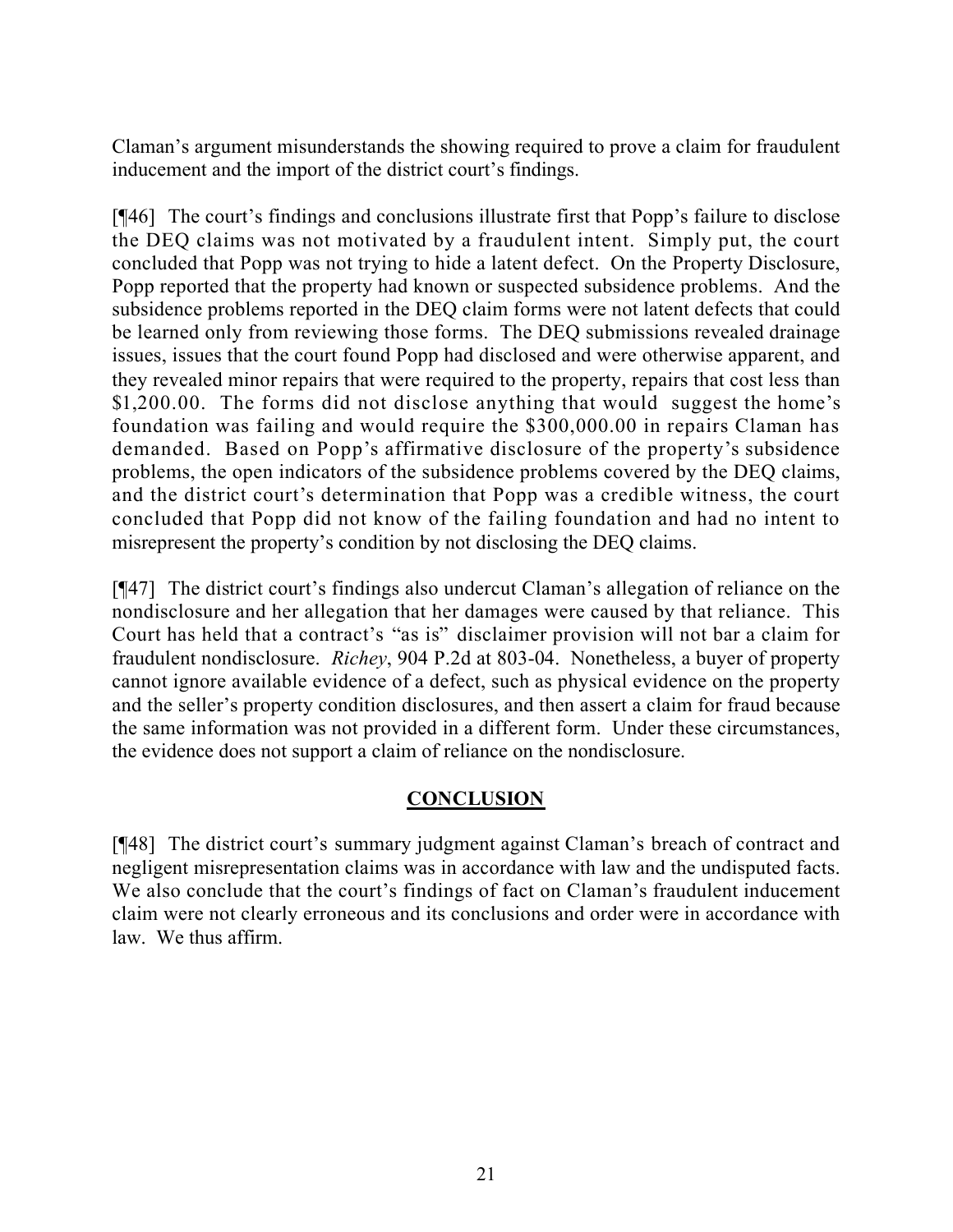Claman's argument misunderstands the showing required to prove a claim for fraudulent inducement and the import of the district court's findings.

[¶46] The court's findings and conclusions illustrate first that Popp's failure to disclose the DEQ claims was not motivated by a fraudulent intent. Simply put, the court concluded that Popp was not trying to hide a latent defect. On the Property Disclosure, Popp reported that the property had known or suspected subsidence problems. And the subsidence problems reported in the DEQ claim forms were not latent defects that could be learned only from reviewing those forms. The DEQ submissions revealed drainage issues, issues that the court found Popp had disclosed and were otherwise apparent, and they revealed minor repairs that were required to the property, repairs that cost less than $1,200.00. The forms did not disclose anything that would suggest the home's foundation was failing and would require the $300,000.00 in repairs Claman has demanded. Based on Popp's affirmative disclosure of the property's subsidence problems, the open indicators of the subsidence problems covered by the DEQ claims, and the district court's determination that Popp was a credible witness, the court concluded that Popp did not know of the failing foundation and had no intent to misrepresent the property's condition by not disclosing the DEQ claims.

[¶47] The district court's findings also undercut Claman's allegation of reliance on the nondisclosure and her allegation that her damages were caused by that reliance. This Court has held that a contract's "as is" disclaimer provision will not bar a claim for fraudulent nondisclosure. *Richey*, 904 P.2d at 803-04. Nonetheless, a buyer of property cannot ignore available evidence of a defect, such as physical evidence on the property and the seller's property condition disclosures, and then assert a claim for fraud because the same information was not provided in a different form. Under these circumstances, the evidence does not support a claim of reliance on the nondisclosure.

## CONCLUSION

[¶48] The district court's summary judgment against Claman's breach of contract and negligent misrepresentation claims was in accordance with law and the undisputed facts. We also conclude that the court's findings of fact on Claman's fraudulent inducement claim were not clearly erroneous and its conclusions and order were in accordance with law. We thus affirm.